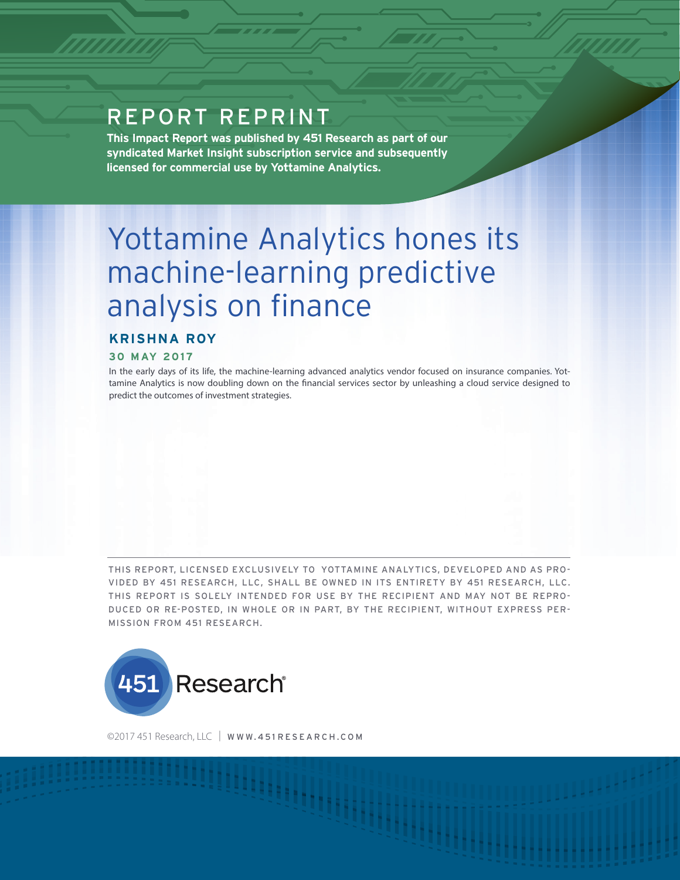REPORT REPRINT

**This Impact Report was published by 451 Research as part of our syndicated Market Insight subscription service and subsequently licensed for commercial use by Yottamine Analytics.**

# Yottamine Analytics hones its machine-learning predictive analysis on finance

**KRISHNA ROY**

**30 MAY 2017**

In the early days of its life, the machine-learning advanced analytics vendor focused on insurance companies. Yottamine Analytics is now doubling down on the financial services sector by unleashing a cloud service designed to predict the outcomes of investment strategies.

THIS REPORT, LICENSED EXCLUSIVELY TO YOTTAMINE ANALYTICS, DEVELOPED AND AS PROVIDED BY 451 RESEARCH, LLC, SHALL BE OWNED IN ITS ENTIRETY BY 451 RESEARCH, LLC. THIS REPORT IS SOLELY INTENDED FOR USE BY THE RECIPIENT AND MAY NOT BE REPRODUCED OR RE-POSTED, IN WHOLE OR IN PART, BY THE RECIPIENT, WITHOUT EXPRESS PERMISSION FROM 451 RESEARCH.

451 Research®

©2017 451 Research, LLC | WWW.451RESEARCH.COM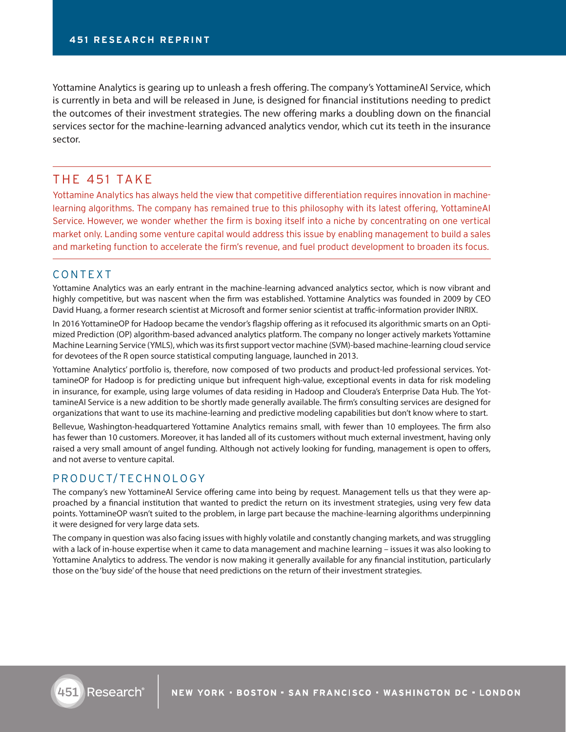Yottamine Analytics is gearing up to unleash a fresh offering. The company's YottamineAI Service, which is currently in beta and will be released in June, is designed for financial institutions needing to predict the outcomes of their investment strategies. The new offering marks a doubling down on the financial services sector for the machine-learning advanced analytics vendor, which cut its teeth in the insurance sector.

## THE 451 TAKE

Yottamine Analytics has always held the view that competitive differentiation requires innovation in machine-learning algorithms. The company has remained true to this philosophy with its latest offering, YottamineAI Service. However, we wonder whether the firm is boxing itself into a niche by concentrating on one vertical market only. Landing some venture capital would address this issue by enabling management to build a sales and marketing function to accelerate the firm's revenue, and fuel product development to broaden its focus.

## CONTEXT

Yottamine Analytics was an early entrant in the machine-learning advanced analytics sector, which is now vibrant and highly competitive, but was nascent when the firm was established. Yottamine Analytics was founded in 2009 by CEO David Huang, a former research scientist at Microsoft and former senior scientist at traffic-information provider INRIX.

In 2016 YottamineOP for Hadoop became the vendor's flagship offering as it refocused its algorithmic smarts on an Optimized Prediction (OP) algorithm-based advanced analytics platform. The company no longer actively markets Yottamine Machine Learning Service (YMLS), which was its first support vector machine (SVM)-based machine-learning cloud service for devotees of the R open source statistical computing language, launched in 2013.

Yottamine Analytics' portfolio is, therefore, now composed of two products and product-led professional services. YottamineOP for Hadoop is for predicting unique but infrequent high-value, exceptional events in data for risk modeling in insurance, for example, using large volumes of data residing in Hadoop and Cloudera's Enterprise Data Hub. The YottamineAI Service is a new addition to be shortly made generally available. The firm's consulting services are designed for organizations that want to use its machine-learning and predictive modeling capabilities but don't know where to start.

Bellevue, Washington-headquartered Yottamine Analytics remains small, with fewer than 10 employees. The firm also has fewer than 10 customers. Moreover, it has landed all of its customers without much external investment, having only raised a very small amount of angel funding. Although not actively looking for funding, management is open to offers, and not averse to venture capital.

## PRODUCT/TECHNOLOGY

The company's new YottamineAI Service offering came into being by request. Management tells us that they were approached by a financial institution that wanted to predict the return on its investment strategies, using very few data points. YottamineOP wasn't suited to the problem, in large part because the machine-learning algorithms underpinning it were designed for very large data sets.

The company in question was also facing issues with highly volatile and constantly changing markets, and was struggling with a lack of in-house expertise when it came to data management and machine learning – issues it was also looking to Yottamine Analytics to address. The vendor is now making it generally available for any financial institution, particularly those on the 'buy side' of the house that need predictions on the return of their investment strategies.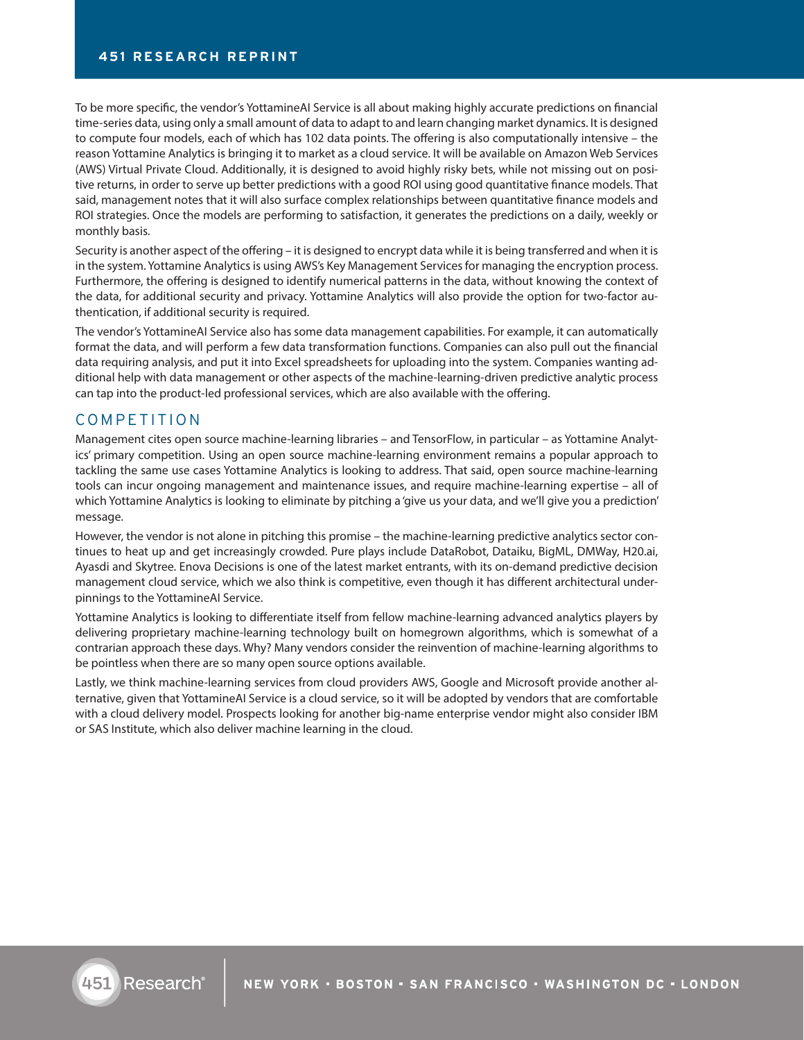To be more specific, the vendor's YottamineAI Service is all about making highly accurate predictions on financial time-series data, using only a small amount of data to adapt to and learn changing market dynamics. It is designed to compute four models, each of which has 102 data points. The offering is also computationally intensive – the reason Yottamine Analytics is bringing it to market as a cloud service. It will be available on Amazon Web Services (AWS) Virtual Private Cloud. Additionally, it is designed to avoid highly risky bets, while not missing out on positive returns, in order to serve up better predictions with a good ROI using good quantitative finance models. That said, management notes that it will also surface complex relationships between quantitative finance models and ROI strategies. Once the models are performing to satisfaction, it generates the predictions on a daily, weekly or monthly basis.

Security is another aspect of the offering – it is designed to encrypt data while it is being transferred and when it is in the system. Yottamine Analytics is using AWS's Key Management Services for managing the encryption process. Furthermore, the offering is designed to identify numerical patterns in the data, without knowing the context of the data, for additional security and privacy. Yottamine Analytics will also provide the option for two-factor authentication, if additional security is required.

The vendor's YottamineAI Service also has some data management capabilities. For example, it can automatically format the data, and will perform a few data transformation functions. Companies can also pull out the financial data requiring analysis, and put it into Excel spreadsheets for uploading into the system. Companies wanting additional help with data management or other aspects of the machine-learning-driven predictive analytic process can tap into the product-led professional services, which are also available with the offering.

## COMPETITION

Management cites open source machine-learning libraries – and TensorFlow, in particular – as Yottamine Analytics' primary competition. Using an open source machine-learning environment remains a popular approach to tackling the same use cases Yottamine Analytics is looking to address. That said, open source machine-learning tools can incur ongoing management and maintenance issues, and require machine-learning expertise – all of which Yottamine Analytics is looking to eliminate by pitching a 'give us your data, and we'll give you a prediction' message.

However, the vendor is not alone in pitching this promise – the machine-learning predictive analytics sector continues to heat up and get increasingly crowded. Pure plays include DataRobot, Dataiku, BigML, DMWay, H20.ai, Ayasdi and Skytree. Enova Decisions is one of the latest market entrants, with its on-demand predictive decision management cloud service, which we also think is competitive, even though it has different architectural underpinnings to the YottamineAI Service.

Yottamine Analytics is looking to differentiate itself from fellow machine-learning advanced analytics players by delivering proprietary machine-learning technology built on homegrown algorithms, which is somewhat of a contrarian approach these days. Why? Many vendors consider the reinvention of machine-learning algorithms to be pointless when there are so many open source options available.

Lastly, we think machine-learning services from cloud providers AWS, Google and Microsoft provide another alternative, given that YottamineAI Service is a cloud service, so it will be adopted by vendors that are comfortable with a cloud delivery model. Prospects looking for another big-name enterprise vendor might also consider IBM or SAS Institute, which also deliver machine learning in the cloud.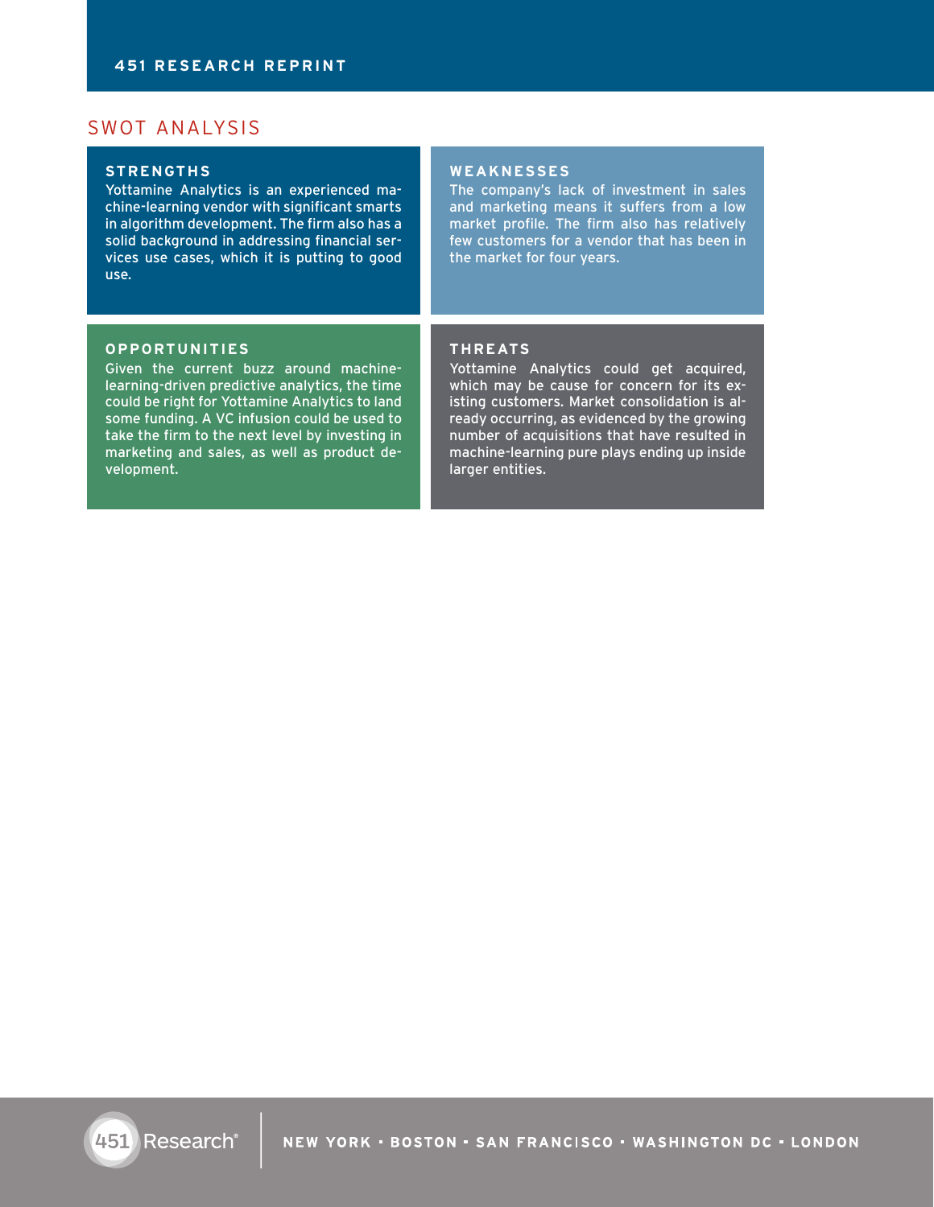## SWOT ANALYSIS

### STRENGTHS

Yottamine Analytics is an experienced machine-learning vendor with significant smarts in algorithm development. The firm also has a solid background in addressing financial services use cases, which it is putting to good use.

### WEAKNESSES

The company's lack of investment in sales and marketing means it suffers from a low market profile. The firm also has relatively few customers for a vendor that has been in the market for four years.

### OPPORTUNITIES

Given the current buzz around machine-learning-driven predictive analytics, the time could be right for Yottamine Analytics to land some funding. A VC infusion could be used to take the firm to the next level by investing in marketing and sales, as well as product development.

### THREATS

Yottamine Analytics could get acquired, which may be cause for concern for its existing customers. Market consolidation is already occurring, as evidenced by the growing number of acquisitions that have resulted in machine-learning pure plays ending up inside larger entities.

451 Research® | NEW YORK · BOSTON · SAN FRANCISCO · WASHINGTON DC · LONDON